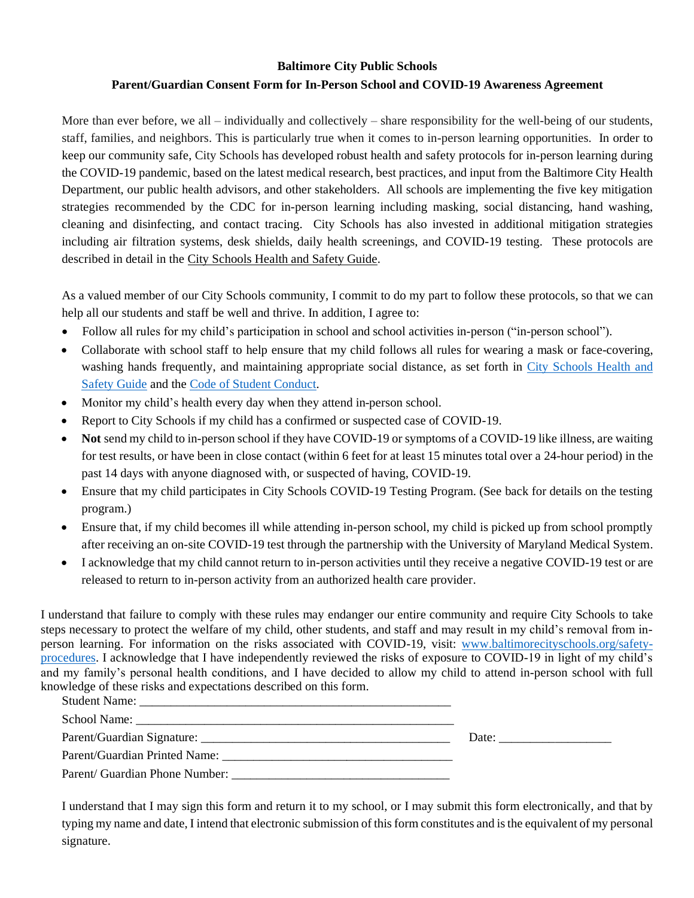**Baltimore City Public Schools**

**Parent/Guardian Consent Form for In-Person School and COVID-19 Awareness Agreement**

More than ever before, we all – individually and collectively – share responsibility for the well-being of our students, staff, families, and neighbors. This is particularly true when it comes to in-person learning opportunities. In order to keep our community safe, City Schools has developed robust health and safety protocols for in-person learning during the COVID-19 pandemic, based on the latest medical research, best practices, and input from the Baltimore City Health Department, our public health advisors, and other stakeholders. All schools are implementing the five key mitigation strategies recommended by the CDC for in-person learning including masking, social distancing, hand washing, cleaning and disinfecting, and contact tracing. City Schools has also invested in additional mitigation strategies including air filtration systems, desk shields, daily health screenings, and COVID-19 testing. These protocols are described in detail in the City Schools Health and Safety Guide.

As a valued member of our City Schools community, I commit to do my part to follow these protocols, so that we can help all our students and staff be well and thrive. In addition, I agree to:

- Follow all rules for my child's participation in school and school activities in-person ("in-person school").
- Collaborate with school staff to help ensure that my child follows all rules for wearing a mask or face-covering, washing hands frequently, and maintaining appropriate social distance, as set forth in City Schools Health and Safety Guide and the Code of Student Conduct.
- Monitor my child's health every day when they attend in-person school.
- Report to City Schools if my child has a confirmed or suspected case of COVID-19.
- **Not** send my child to in-person school if they have COVID-19 or symptoms of a COVID-19 like illness, are waiting for test results, or have been in close contact (within 6 feet for at least 15 minutes total over a 24-hour period) in the past 14 days with anyone diagnosed with, or suspected of having, COVID-19.
- Ensure that my child participates in City Schools COVID-19 Testing Program. (See back for details on the testing program.)
- Ensure that, if my child becomes ill while attending in-person school, my child is picked up from school promptly after receiving an on-site COVID-19 test through the partnership with the University of Maryland Medical System.
- I acknowledge that my child cannot return to in-person activities until they receive a negative COVID-19 test or are released to return to in-person activity from an authorized health care provider.

I understand that failure to comply with these rules may endanger our entire community and require City Schools to take steps necessary to protect the welfare of my child, other students, and staff and may result in my child's removal from in-person learning. For information on the risks associated with COVID-19, visit: www.baltimorecityschools.org/safety-procedures. I acknowledge that I have independently reviewed the risks of exposure to COVID-19 in light of my child's and my family's personal health conditions, and I have decided to allow my child to attend in-person school with full knowledge of these risks and expectations described on this form.

Student Name: ____________________________________________________

School Name: _____________________________________________________

Parent/Guardian Signature: ________________________________________ Date: __________________

Parent/Guardian Printed Name: _____________________________________

Parent/ Guardian Phone Number: ____________________________________

I understand that I may sign this form and return it to my school, or I may submit this form electronically, and that by typing my name and date, I intend that electronic submission of this form constitutes and is the equivalent of my personal signature.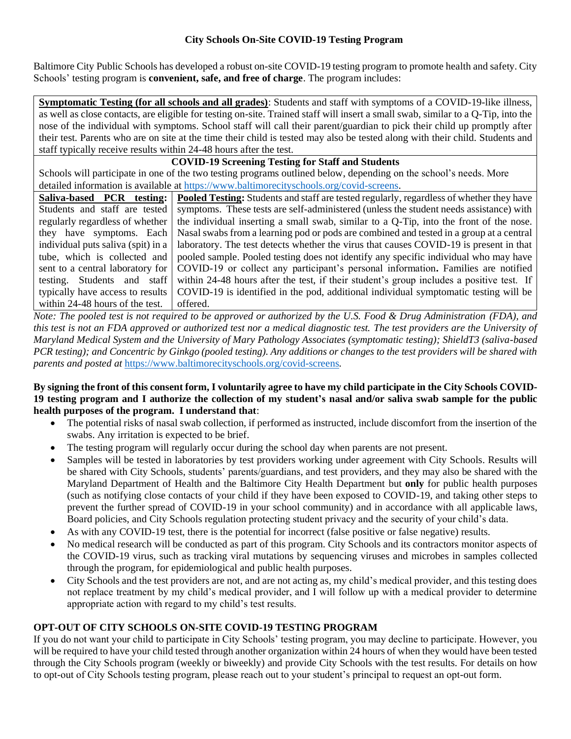## City Schools On-Site COVID-19 Testing Program

Baltimore City Public Schools has developed a robust on-site COVID-19 testing program to promote health and safety. City Schools' testing program is **convenient, safe, and free of charge**. The program includes:

| | |
|---|---|
| **Symptomatic Testing (for all schools and all grades)**: Students and staff with symptoms of a COVID-19-like illness, as well as close contacts, are eligible for testing on-site. Trained staff will insert a small swab, similar to a Q-Tip, into the nose of the individual with symptoms. School staff will call their parent/guardian to pick their child up promptly after their test. Parents who are on site at the time their child is tested may also be tested along with their child. Students and staff typically receive results within 24-48 hours after the test. | |
| **COVID-19 Screening Testing for Staff and Students** Schools will participate in one of the two testing programs outlined below, depending on the school's needs. More detailed information is available at https://www.baltimorecityschools.org/covid-screens. | |
| **Saliva-based PCR testing:** Students and staff are tested regularly regardless of whether they have symptoms. Each individual puts saliva (spit) in a tube, which is collected and sent to a central laboratory for testing. Students and staff typically have access to results within 24-48 hours of the test. | **Pooled Testing:** Students and staff are tested regularly, regardless of whether they have symptoms. These tests are self-administered (unless the student needs assistance) with the individual inserting a small swab, similar to a Q-Tip, into the front of the nose. Nasal swabs from a learning pod or pods are combined and tested in a group at a central laboratory. The test detects whether the virus that causes COVID-19 is present in that pooled sample. Pooled testing does not identify any specific individual who may have COVID-19 or collect any participant's personal information**.** Families are notified within 24-48 hours after the test, if their student's group includes a positive test. If COVID-19 is identified in the pod, additional individual symptomatic testing will be offered. |

*Note: The pooled test is not required to be approved or authorized by the U.S. Food & Drug Administration (FDA), and this test is not an FDA approved or authorized test nor a medical diagnostic test. The test providers are the University of Maryland Medical System and the University of Mary Pathology Associates (symptomatic testing); ShieldT3 (saliva-based PCR testing); and Concentric by Ginkgo (pooled testing). Any additions or changes to the test providers will be shared with parents and posted at* https://www.baltimorecityschools.org/covid-screens*.*

**By signing the front of this consent form, I voluntarily agree to have my child participate in the City Schools COVID-19 testing program and I authorize the collection of my student's nasal and/or saliva swab sample for the public health purposes of the program. I understand that**:

- The potential risks of nasal swab collection, if performed as instructed, include discomfort from the insertion of the swabs. Any irritation is expected to be brief.
- The testing program will regularly occur during the school day when parents are not present.
- Samples will be tested in laboratories by test providers working under agreement with City Schools. Results will be shared with City Schools, students' parents/guardians, and test providers, and they may also be shared with the Maryland Department of Health and the Baltimore City Health Department but **only** for public health purposes (such as notifying close contacts of your child if they have been exposed to COVID-19, and taking other steps to prevent the further spread of COVID-19 in your school community) and in accordance with all applicable laws, Board policies, and City Schools regulation protecting student privacy and the security of your child's data.
- As with any COVID-19 test, there is the potential for incorrect (false positive or false negative) results.
- No medical research will be conducted as part of this program. City Schools and its contractors monitor aspects of the COVID-19 virus, such as tracking viral mutations by sequencing viruses and microbes in samples collected through the program, for epidemiological and public health purposes.
- City Schools and the test providers are not, and are not acting as, my child's medical provider, and this testing does not replace treatment by my child's medical provider, and I will follow up with a medical provider to determine appropriate action with regard to my child's test results.

### OPT-OUT OF CITY SCHOOLS ON-SITE COVID-19 TESTING PROGRAM

If you do not want your child to participate in City Schools' testing program, you may decline to participate. However, you will be required to have your child tested through another organization within 24 hours of when they would have been tested through the City Schools program (weekly or biweekly) and provide City Schools with the test results. For details on how to opt-out of City Schools testing program, please reach out to your student's principal to request an opt-out form.